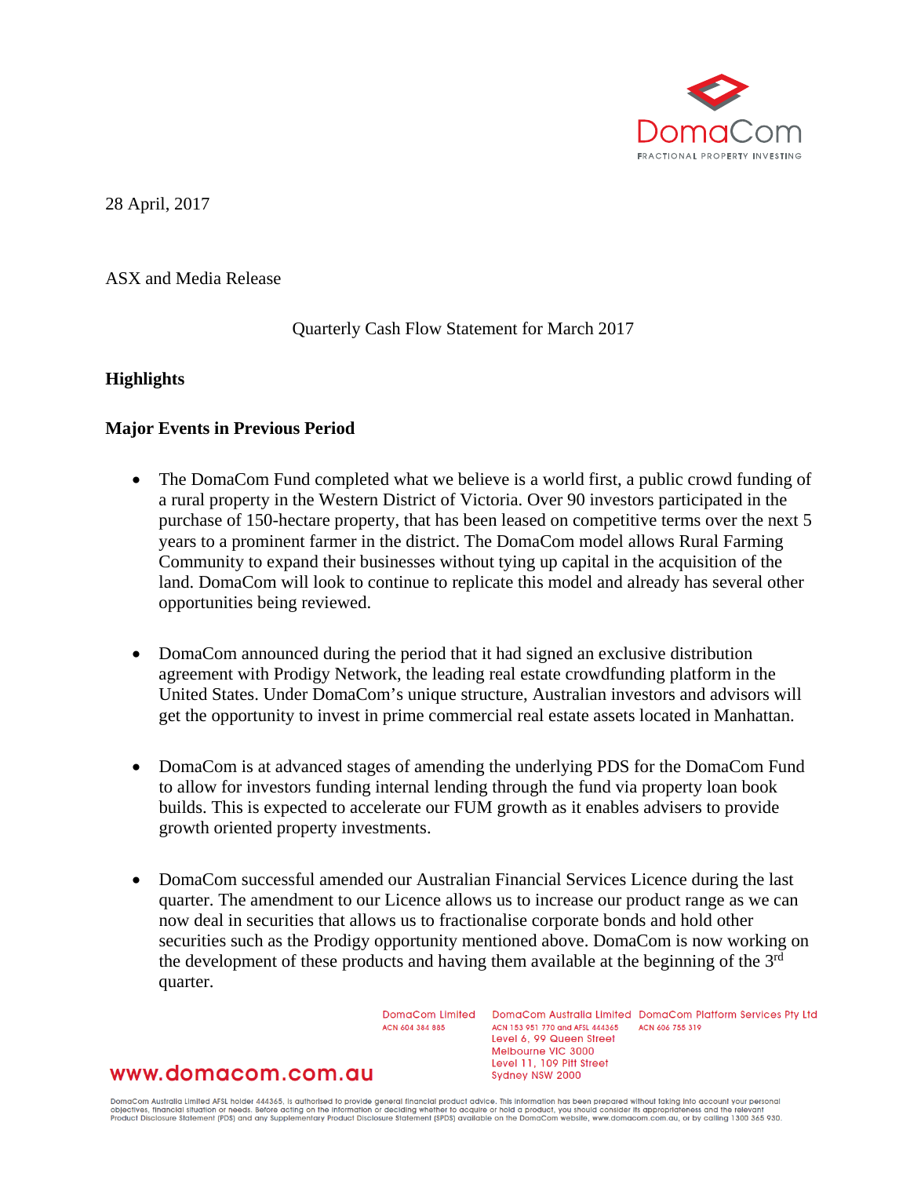28 April, 2017

ASX and Media Release

Quarterly Cash Flow Statement for March 2017

## Highlights

## Major Events in Previous Period

- The DomaCom Fund completed what we believe is a world first, a public crowd funding of a rural property in the Western District of Victoria. Over 90 investors participated in the purchase of 150-hectare property, that has been leased on competitive terms over the next 5 years to a prominent farmer in the district. The DomaCom model allows Rural Farming Community to expand their businesses without tying up capital in the acquisition of the land. DomaCom will look to continue to replicate this model and already has several other opportunities being reviewed.

- DomaCom announced during the period that it had signed an exclusive distribution agreement with Prodigy Network, the leading real estate crowdfunding platform in the United States. Under DomaCom's unique structure, Australian investors and advisors will get the opportunity to invest in prime commercial real estate assets located in Manhattan.

- DomaCom is at advanced stages of amending the underlying PDS for the DomaCom Fund to allow for investors funding internal lending through the fund via property loan book builds. This is expected to accelerate our FUM growth as it enables advisers to provide growth oriented property investments.

- DomaCom successful amended our Australian Financial Services Licence during the last quarter. The amendment to our Licence allows us to increase our product range as we can now deal in securities that allows us to fractionalise corporate bonds and hold other securities such as the Prodigy opportunity mentioned above. DomaCom is now working on the development of these products and having them available at the beginning of the 3rd quarter.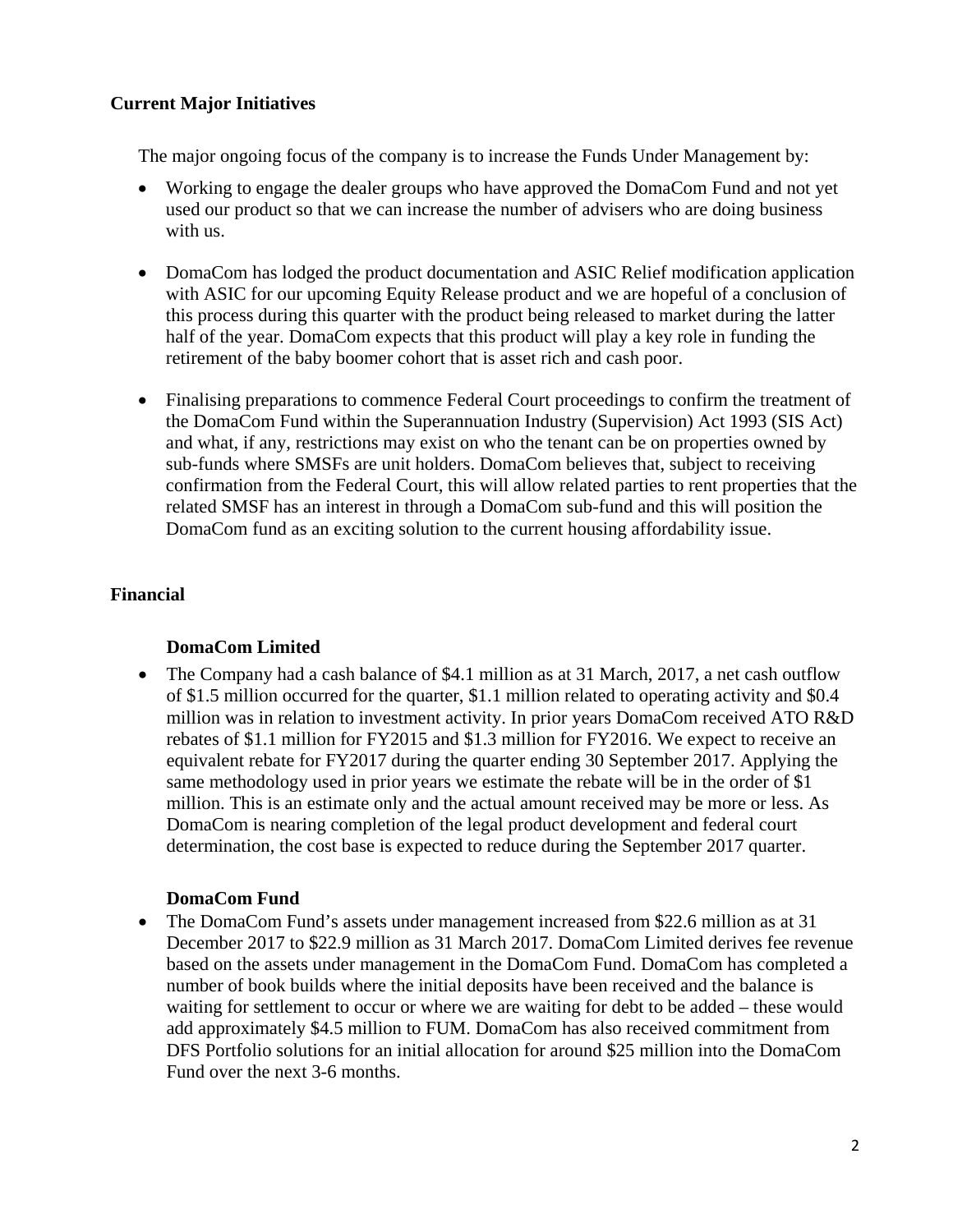## Current Major Initiatives

The major ongoing focus of the company is to increase the Funds Under Management by:

- Working to engage the dealer groups who have approved the DomaCom Fund and not yet used our product so that we can increase the number of advisers who are doing business with us.
- DomaCom has lodged the product documentation and ASIC Relief modification application with ASIC for our upcoming Equity Release product and we are hopeful of a conclusion of this process during this quarter with the product being released to market during the latter half of the year. DomaCom expects that this product will play a key role in funding the retirement of the baby boomer cohort that is asset rich and cash poor.
- Finalising preparations to commence Federal Court proceedings to confirm the treatment of the DomaCom Fund within the Superannuation Industry (Supervision) Act 1993 (SIS Act) and what, if any, restrictions may exist on who the tenant can be on properties owned by sub-funds where SMSFs are unit holders. DomaCom believes that, subject to receiving confirmation from the Federal Court, this will allow related parties to rent properties that the related SMSF has an interest in through a DomaCom sub-fund and this will position the DomaCom fund as an exciting solution to the current housing affordability issue.

## Financial

### DomaCom Limited

- The Company had a cash balance of $4.1 million as at 31 March, 2017, a net cash outflow of $1.5 million occurred for the quarter, $1.1 million related to operating activity and $0.4 million was in relation to investment activity. In prior years DomaCom received ATO R&D rebates of $1.1 million for FY2015 and $1.3 million for FY2016. We expect to receive an equivalent rebate for FY2017 during the quarter ending 30 September 2017. Applying the same methodology used in prior years we estimate the rebate will be in the order of $1 million. This is an estimate only and the actual amount received may be more or less. As DomaCom is nearing completion of the legal product development and federal court determination, the cost base is expected to reduce during the September 2017 quarter.

### DomaCom Fund

- The DomaCom Fund's assets under management increased from $22.6 million as at 31 December 2017 to $22.9 million as 31 March 2017. DomaCom Limited derives fee revenue based on the assets under management in the DomaCom Fund. DomaCom has completed a number of book builds where the initial deposits have been received and the balance is waiting for settlement to occur or where we are waiting for debt to be added – these would add approximately $4.5 million to FUM. DomaCom has also received commitment from DFS Portfolio solutions for an initial allocation for around $25 million into the DomaCom Fund over the next 3-6 months.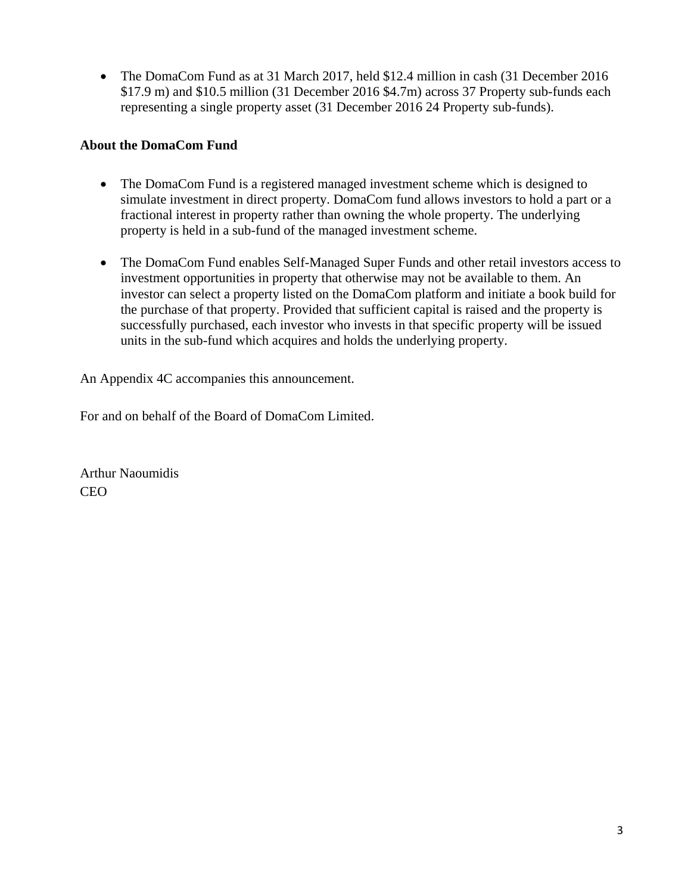- The DomaCom Fund as at 31 March 2017, held $12.4 million in cash (31 December 2016 $17.9 m) and $10.5 million (31 December 2016 $4.7m) across 37 Property sub-funds each representing a single property asset (31 December 2016 24 Property sub-funds).

**About the DomaCom Fund**

- The DomaCom Fund is a registered managed investment scheme which is designed to simulate investment in direct property. DomaCom fund allows investors to hold a part or a fractional interest in property rather than owning the whole property. The underlying property is held in a sub-fund of the managed investment scheme.

- The DomaCom Fund enables Self-Managed Super Funds and other retail investors access to investment opportunities in property that otherwise may not be available to them. An investor can select a property listed on the DomaCom platform and initiate a book build for the purchase of that property. Provided that sufficient capital is raised and the property is successfully purchased, each investor who invests in that specific property will be issued units in the sub-fund which acquires and holds the underlying property.

An Appendix 4C accompanies this announcement.

For and on behalf of the Board of DomaCom Limited.

Arthur Naoumidis
CEO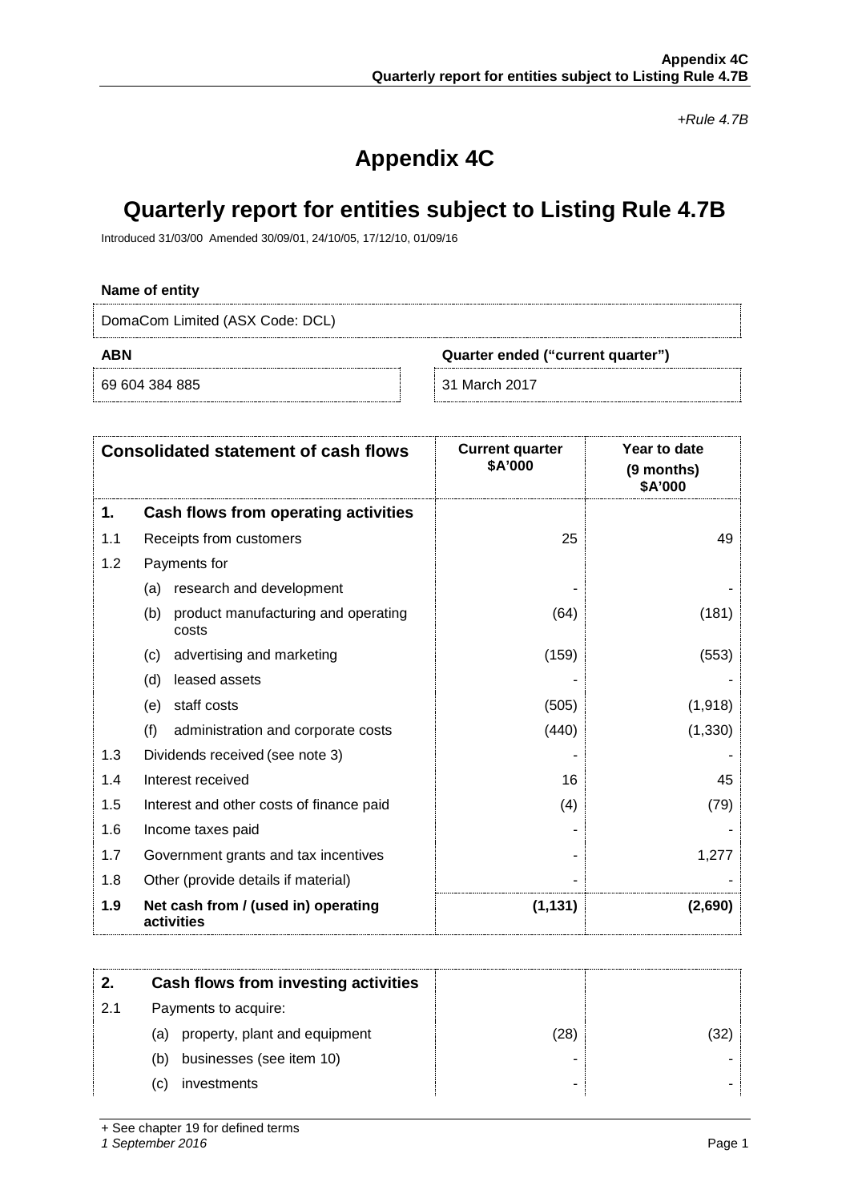*+Rule 4.7B*

# Appendix 4C

# Quarterly report for entities subject to Listing Rule 4.7B

Introduced 31/03/00 Amended 30/09/01, 24/10/05, 17/12/10, 01/09/16

**Name of entity**

DomaCom Limited (ASX Code: DCL)

| ABN | Quarter ended ("current quarter") |
|---|---|
| 69 604 384 885 | 31 March 2017 |

| | Consolidated statement of cash flows | Current quarter $A'000 | Year to date (9 months) $A'000 |
|---|---|---|---|
| **1.** | **Cash flows from operating activities** | | |
| 1.1 | Receipts from customers | 25 | 49 |
| 1.2 | Payments for | | |
| | (a) research and development | - | - |
| | (b) product manufacturing and operating costs | (64) | (181) |
| | (c) advertising and marketing | (159) | (553) |
| | (d) leased assets | - | - |
| | (e) staff costs | (505) | (1,918) |
| | (f) administration and corporate costs | (440) | (1,330) |
| 1.3 | Dividends received (see note 3) | - | - |
| 1.4 | Interest received | 16 | 45 |
| 1.5 | Interest and other costs of finance paid | (4) | (79) |
| 1.6 | Income taxes paid | - | - |
| 1.7 | Government grants and tax incentives | - | 1,277 |
| 1.8 | Other (provide details if material) | - | - |
| **1.9** | **Net cash from / (used in) operating activities** | **(1,131)** | **(2,690)** |

| | | | |
|---|---|---|---|
| **2.** | **Cash flows from investing activities** | | |
| 2.1 | Payments to acquire: | | |
| | (a) property, plant and equipment | (28) | (32) |
| | (b) businesses (see item 10) | - | - |
| | (c) investments | - | - |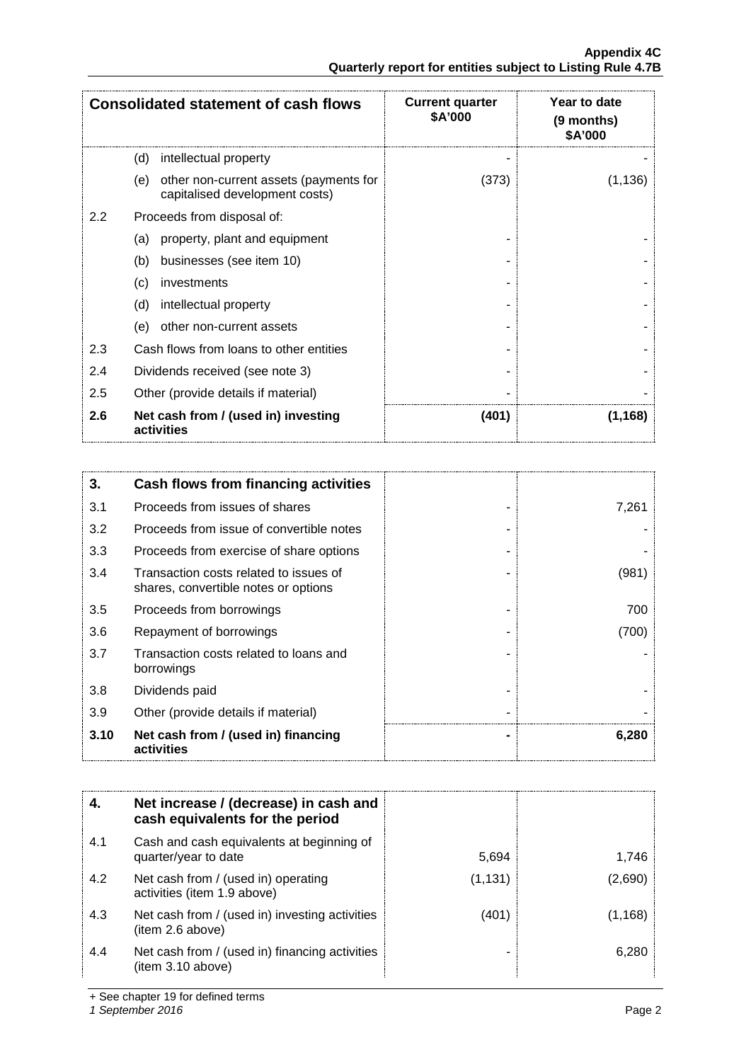| Consolidated statement of cash flows | | Current quarter $A'000 | Year to date (9 months) $A'000 |
|---|---|---|---|
| | (d) intellectual property | - | - |
| | (e) other non-current assets (payments for capitalised development costs) | (373) | (1,136) |
| 2.2 | Proceeds from disposal of: | | |
| | (a) property, plant and equipment | - | - |
| | (b) businesses (see item 10) | - | - |
| | (c) investments | - | - |
| | (d) intellectual property | - | - |
| | (e) other non-current assets | - | - |
| 2.3 | Cash flows from loans to other entities | - | - |
| 2.4 | Dividends received (see note 3) | - | - |
| 2.5 | Other (provide details if material) | - | - |
| **2.6** | **Net cash from / (used in) investing activities** | **(401)** | **(1,168)** |

| **3.** | **Cash flows from financing activities** | | |
|---|---|---|---|
| 3.1 | Proceeds from issues of shares | - | 7,261 |
| 3.2 | Proceeds from issue of convertible notes | - | - |
| 3.3 | Proceeds from exercise of share options | - | - |
| 3.4 | Transaction costs related to issues of shares, convertible notes or options | - | (981) |
| 3.5 | Proceeds from borrowings | - | 700 |
| 3.6 | Repayment of borrowings | - | (700) |
| 3.7 | Transaction costs related to loans and borrowings | - | - |
| 3.8 | Dividends paid | - | - |
| 3.9 | Other (provide details if material) | - | - |
| **3.10** | **Net cash from / (used in) financing activities** | **-** | **6,280** |

| **4.** | **Net increase / (decrease) in cash and cash equivalents for the period** | | |
|---|---|---|---|
| 4.1 | Cash and cash equivalents at beginning of quarter/year to date | 5,694 | 1,746 |
| 4.2 | Net cash from / (used in) operating activities (item 1.9 above) | (1,131) | (2,690) |
| 4.3 | Net cash from / (used in) investing activities (item 2.6 above) | (401) | (1,168) |
| 4.4 | Net cash from / (used in) financing activities (item 3.10 above) | - | 6,280 |

+ See chapter 19 for defined terms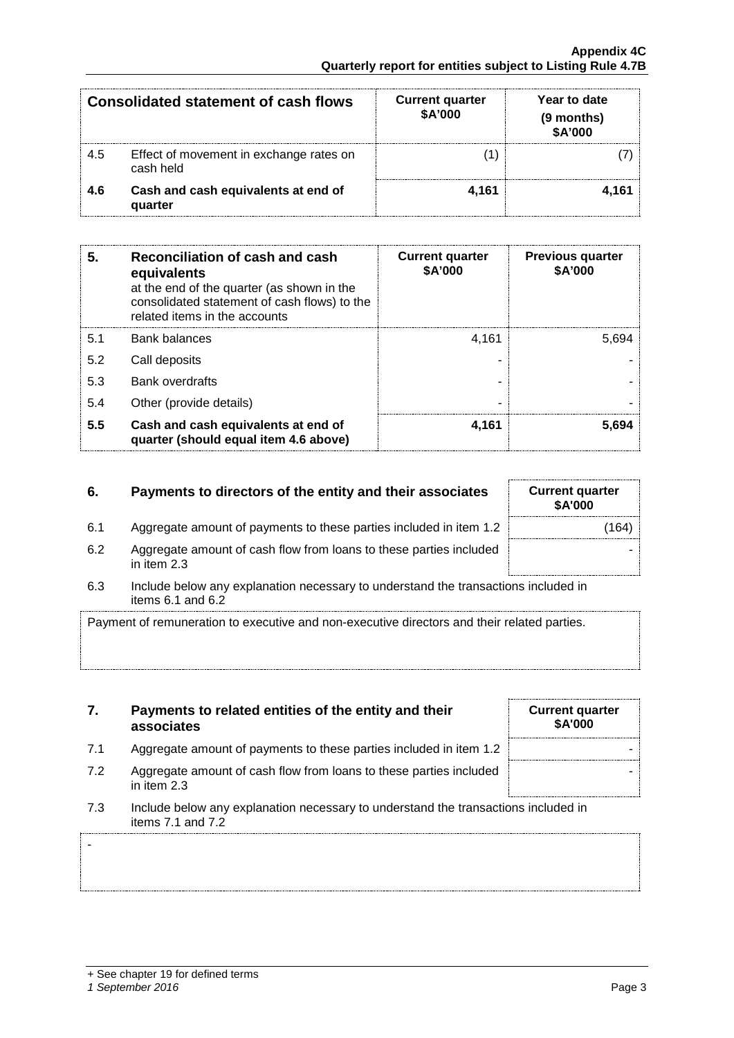| Consolidated statement of cash flows | | Current quarter $A'000 | Year to date (9 months) $A'000 |
|---|---|---|---|
| 4.5 | Effect of movement in exchange rates on cash held | (1) | (7) |
| **4.6** | **Cash and cash equivalents at end of quarter** | **4,161** | **4,161** |

| 5. | Reconciliation of cash and cash equivalents at the end of the quarter (as shown in the consolidated statement of cash flows) to the related items in the accounts | Current quarter $A'000 | Previous quarter $A'000 |
|---|---|---|---|
| 5.1 | Bank balances | 4,161 | 5,694 |
| 5.2 | Call deposits | - | - |
| 5.3 | Bank overdrafts | - | - |
| 5.4 | Other (provide details) | - | - |
| **5.5** | **Cash and cash equivalents at end of quarter (should equal item 4.6 above)** | **4,161** | **5,694** |

| 6. | Payments to directors of the entity and their associates | Current quarter $A'000 |
|---|---|---|
| 6.1 | Aggregate amount of payments to these parties included in item 1.2 | (164) |
| 6.2 | Aggregate amount of cash flow from loans to these parties included in item 2.3 | - |

6.3 Include below any explanation necessary to understand the transactions included in items 6.1 and 6.2

Payment of remuneration to executive and non-executive directors and their related parties.

| 7. | Payments to related entities of the entity and their associates | Current quarter $A'000 |
|---|---|---|
| 7.1 | Aggregate amount of payments to these parties included in item 1.2 | - |
| 7.2 | Aggregate amount of cash flow from loans to these parties included in item 2.3 | - |

7.3 Include below any explanation necessary to understand the transactions included in items 7.1 and 7.2

-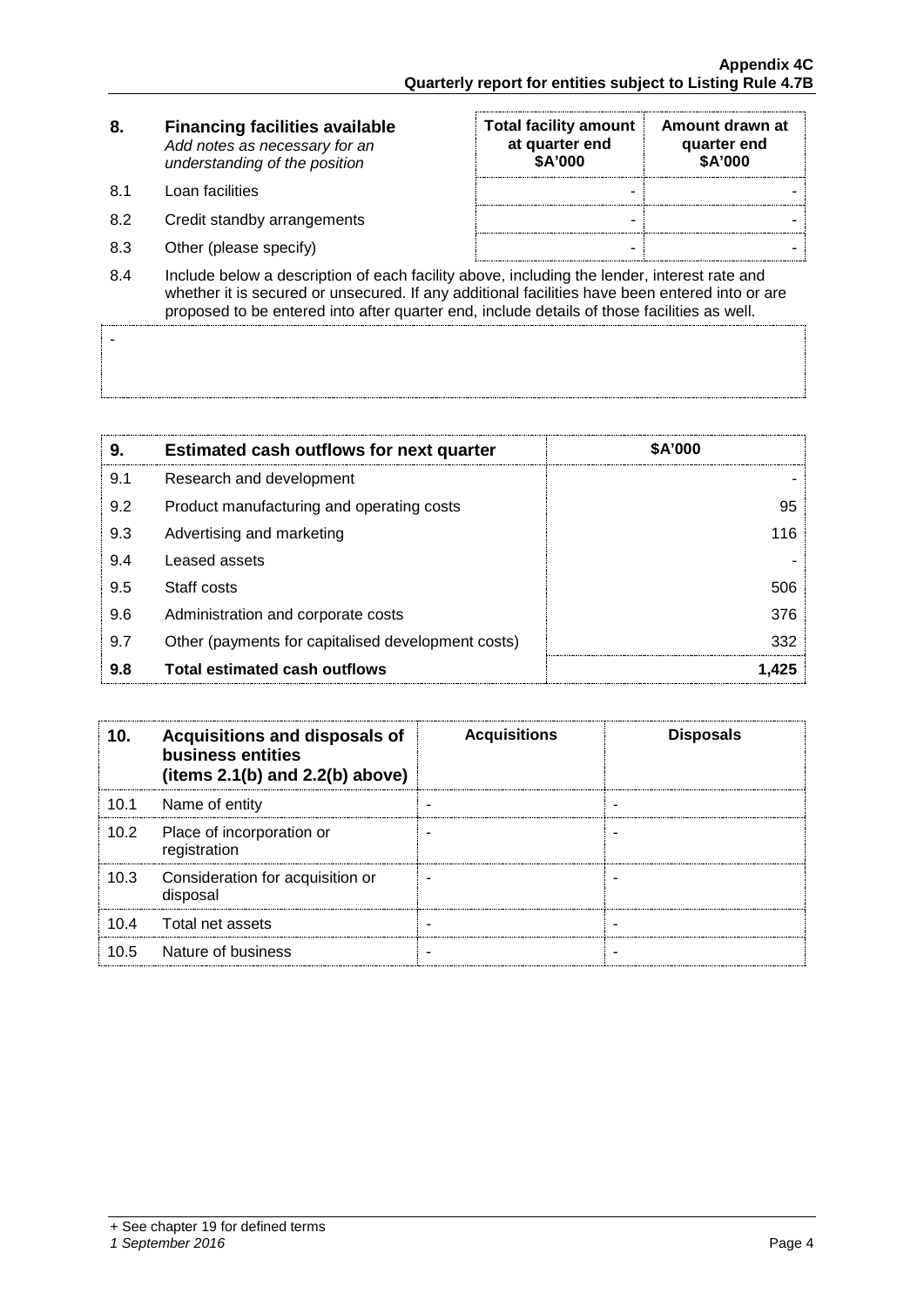| 8. | Financing facilities available<br>*Add notes as necessary for an understanding of the position* | Total facility amount at quarter end<br>$A'000 | Amount drawn at quarter end<br>$A'000 |
|---|---|---|---|
| 8.1 | Loan facilities | - | - |
| 8.2 | Credit standby arrangements | - | - |
| 8.3 | Other (please specify) | - | - |

8.4 Include below a description of each facility above, including the lender, interest rate and whether it is secured or unsecured. If any additional facilities have been entered into or are proposed to be entered into after quarter end, include details of those facilities as well.

-

| 9. | Estimated cash outflows for next quarter | $A'000 |
|---|---|---|
| 9.1 | Research and development | - |
| 9.2 | Product manufacturing and operating costs | 95 |
| 9.3 | Advertising and marketing | 116 |
| 9.4 | Leased assets | - |
| 9.5 | Staff costs | 506 |
| 9.6 | Administration and corporate costs | 376 |
| 9.7 | Other (payments for capitalised development costs) | 332 |
| **9.8** | **Total estimated cash outflows** | **1,425** |

| 10. | Acquisitions and disposals of business entities (items 2.1(b) and 2.2(b) above) | Acquisitions | Disposals |
|---|---|---|---|
| 10.1 | Name of entity | - | - |
| 10.2 | Place of incorporation or registration | - | - |
| 10.3 | Consideration for acquisition or disposal | - | - |
| 10.4 | Total net assets | - | - |
| 10.5 | Nature of business | - | - |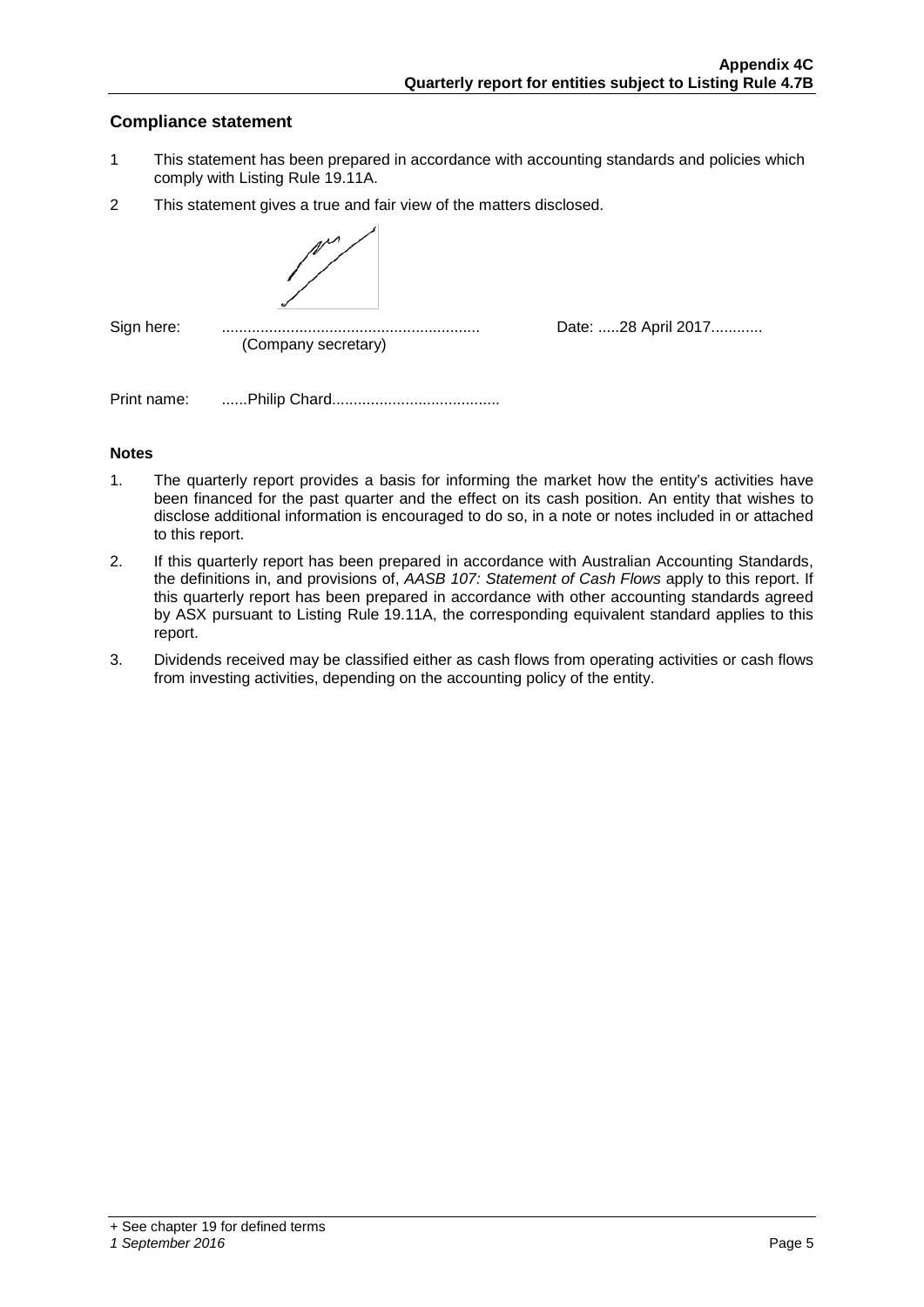## Compliance statement

1. This statement has been prepared in accordance with accounting standards and policies which comply with Listing Rule 19.11A.
2. This statement gives a true and fair view of the matters disclosed.

Sign here: ............................................................ (Company secretary)

Date: .....28 April 2017............

Print name: ......Philip Chard.......................................

### Notes

1. The quarterly report provides a basis for informing the market how the entity's activities have been financed for the past quarter and the effect on its cash position. An entity that wishes to disclose additional information is encouraged to do so, in a note or notes included in or attached to this report.
2. If this quarterly report has been prepared in accordance with Australian Accounting Standards, the definitions in, and provisions of, *AASB 107: Statement of Cash Flows* apply to this report. If this quarterly report has been prepared in accordance with other accounting standards agreed by ASX pursuant to Listing Rule 19.11A, the corresponding equivalent standard applies to this report.
3. Dividends received may be classified either as cash flows from operating activities or cash flows from investing activities, depending on the accounting policy of the entity.